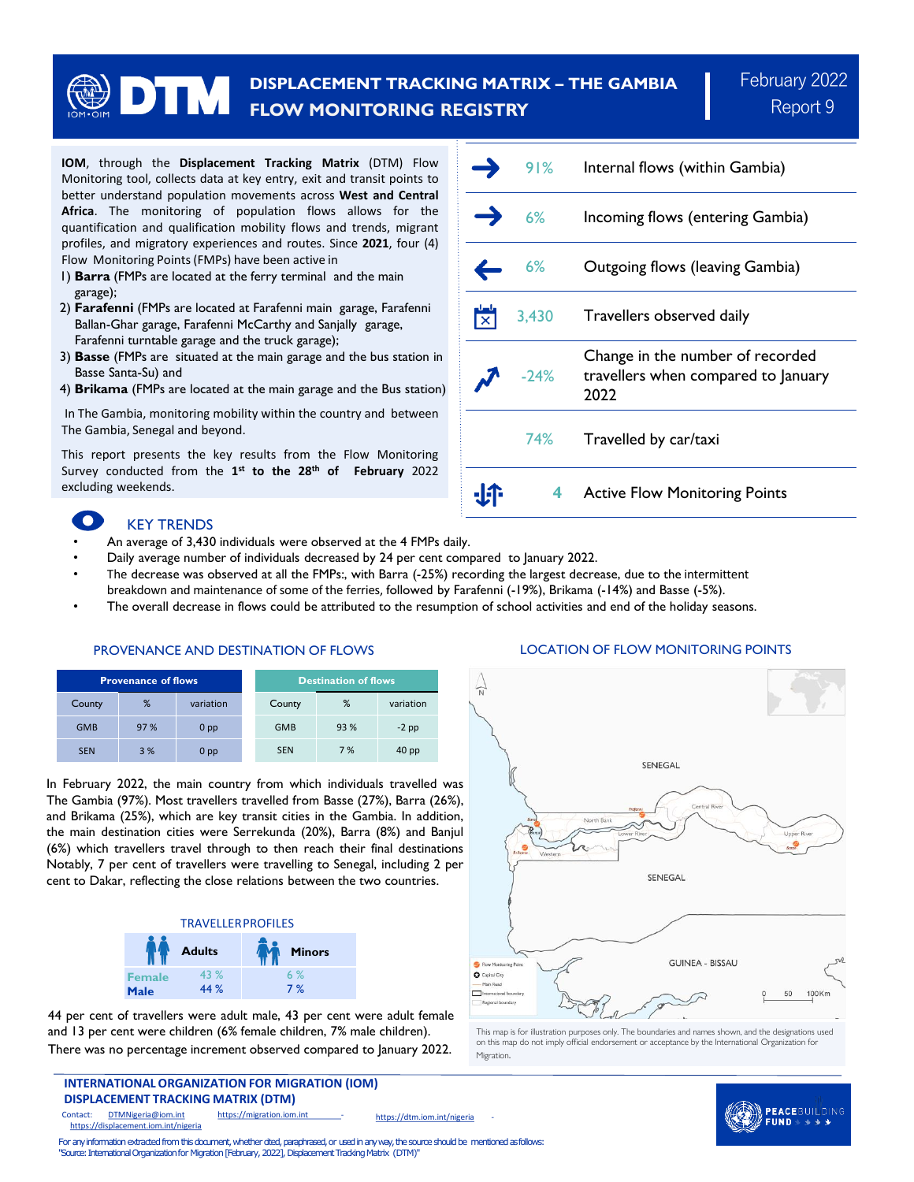# DISPLACEMENT TRACKING MATRIX – THE GAMBIA FLOW MONITORING REGISTRY

February 2022
Report 9

**IOM**, through the **Displacement Tracking Matrix** (DTM) Flow Monitoring tool, collects data at key entry, exit and transit points to better understand population movements across **West and Central Africa**. The monitoring of population flows allows for the quantification and qualification mobility flows and trends, migrant profiles, and migratory experiences and routes. Since **2021**, four (4) Flow Monitoring Points (FMPs) have been active in

1) **Barra** (FMPs are located at the ferry terminal and the main garage);
2) **Farafenni** (FMPs are located at Farafenni main garage, Farafenni Ballan-Ghar garage, Farafenni McCarthy and Sanjally garage, Farafenni turntable garage and the truck garage);
3) **Basse** (FMPs are situated at the main garage and the bus station in Basse Santa-Su) and
4) **Brikama** (FMPs are located at the main garage and the Bus station)

In The Gambia, monitoring mobility within the country and between The Gambia, Senegal and beyond.

This report presents the key results from the Flow Monitoring Survey conducted from the **1st to the 28th of February** 2022 excluding weekends.

| | |
|---|---|
| 91% | Internal flows (within Gambia) |
| 6% | Incoming flows (entering Gambia) |
| 6% | Outgoing flows (leaving Gambia) |
| 3,430 | Travellers observed daily |
| -24% | Change in the number of recorded travellers when compared to January 2022 |
| 74% | Travelled by car/taxi |
| 4 | Active Flow Monitoring Points |

## KEY TRENDS

- An average of 3,430 individuals were observed at the 4 FMPs daily.
- Daily average number of individuals decreased by 24 per cent compared to January 2022.
- The decrease was observed at all the FMPs:, with Barra (-25%) recording the largest decrease, due to the intermittent breakdown and maintenance of some of the ferries, followed by Farafenni (-19%), Brikama (-14%) and Basse (-5%).
- The overall decrease in flows could be attributed to the resumption of school activities and end of the holiday seasons.

## PROVENANCE AND DESTINATION OF FLOWS

| Provenance of flows | | |
|---|---|---|
| County | % | variation |
| GMB | 97 % | 0 pp |
| SEN | 3 % | 0 pp |

| Destination of flows | | |
|---|---|---|
| County | % | variation |
| GMB | 93 % | -2 pp |
| SEN | 7 % | 40 pp |

In February 2022, the main country from which individuals travelled was The Gambia (97%). Most travellers travelled from Basse (27%), Barra (26%), and Brikama (25%), which are key transit cities in the Gambia. In addition, the main destination cities were Serrekunda (20%), Barra (8%) and Banjul (6%) which travellers travel through to then reach their final destinations Notably, 7 per cent of travellers were travelling to Senegal, including 2 per cent to Dakar, reflecting the close relations between the two countries.

## TRAVELLER PROFILES

| | Adults | Minors |
|---|---|---|
| Female | 43 % | 6 % |
| Male | 44 % | 7 % |

44 per cent of travellers were adult male, 43 per cent were adult female and 13 per cent were children (6% female children, 7% male children). There was no percentage increment observed compared to January 2022.

## LOCATION OF FLOW MONITORING POINTS

This map is for illustration purposes only. The boundaries and names shown, and the designations used on this map do not imply official endorsement or acceptance by the International Organization for Migration.

**INTERNATIONAL ORGANIZATION FOR MIGRATION (IOM)**
**DISPLACEMENT TRACKING MATRIX (DTM)**

Contact: DTMNigeria@iom.int https://migration.iom.int https://dtm.iom.int/nigeria https://displacement.iom.int/nigeria

For any information extracted from this document, whether cited, paraphrased, or used in any way, the source should be mentioned as follows: "Source: International Organization for Migration [February, 2022], Displacement Tracking Matrix (DTM)"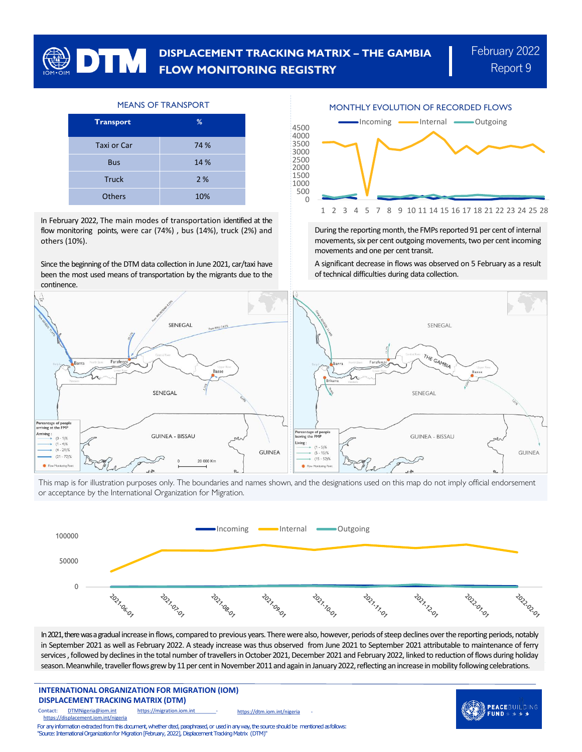# DISPLACEMENT TRACKING MATRIX – THE GAMBIA FLOW MONITORING REGISTRY

February 2022
Report 9

## MEANS OF TRANSPORT

| Transport | % |
|---|---|
| Taxi or Car | 74 % |
| Bus | 14 % |
| Truck | 2 % |
| Others | 10% |

In February 2022, The main modes of transportation identified at the flow monitoring points, were car (74%) , bus (14%), truck (2%) and others (10%).

Since the beginning of the DTM data collection in June 2021, car/taxi have been the most used means of transportation by the migrants due to the continence.

## MONTHLY EVOLUTION OF RECORDED FLOWS

Incoming Internal Outgoing

4500
4000
3500
3000
2500
2000
1500
1000
500
0

1 2 3 4 5 7 8 9 10 11 14 15 16 17 18 21 22 23 24 25 28

During the reporting month, the FMPs reported 91 per cent of internal movements, six per cent outgoing movements, two per cent incoming movements and one per cent transit.

A significant decrease in flows was observed on 5 February as a result of technical difficulties during data collection.

SENEGAL
Barra
Farafenni
Basse
SENEGAL
GUINEA - BISSAU
GUINEA

Percentage of people arriving at the FMP
Arriving :
(0 - 1)%
(1 - 4)%
(4 - 21)%
(21 - 72)%
Flow Monitoring Point

0 20 000 Km

SENEGAL
THE GAMBIA
Barra
Farafenni
Brikama
Basse
SENEGAL
GUINEA - BISSAU
GUINEA

Percentage of people leaving the FMP
Living :
(1 - 5)%
(5 - 15)%
(15 - 52)%
Flow Monitoring Point

This map is for illustration purposes only. The boundaries and names shown, and the designations used on this map do not imply official endorsement or acceptance by the International Organization for Migration.

Incoming Internal Outgoing

100000
50000
0

2021-06-01 2021-07-01 2021-08-01 2021-09-01 2021-10-01 2021-11-01 2021-12-01 2022-01-01 2022-02-01

In 2021, there was a gradual increase in flows, compared to previous years. There were also, however, periods of steep declines over the reporting periods, notably in September 2021 as well as February 2022. A steady increase was thus observed from June 2021 to September 2021 attributable to maintenance of ferry services , followed by declines in the total number of travellers in October 2021, December 2021 and February 2022, linked to reduction of flows during holiday season. Meanwhile, traveller flows grew by 11 per cent in November 2011 and again in January 2022, reflecting an increase in mobility following celebrations.

**INTERNATIONAL ORGANIZATION FOR MIGRATION (IOM)**
**DISPLACEMENT TRACKING MATRIX (DTM)**

Contact: DTMNigeria@iom.int https://migration.iom.int - https://dtm.iom.int/nigeria - https://displacement.iom.int/nigeria

For any information extracted from this document, whether cited, paraphrased, or used in any way, the source should be mentioned as follows: "Source: International Organization for Migration [February, 2022], Displacement Tracking Matrix (DTM)"